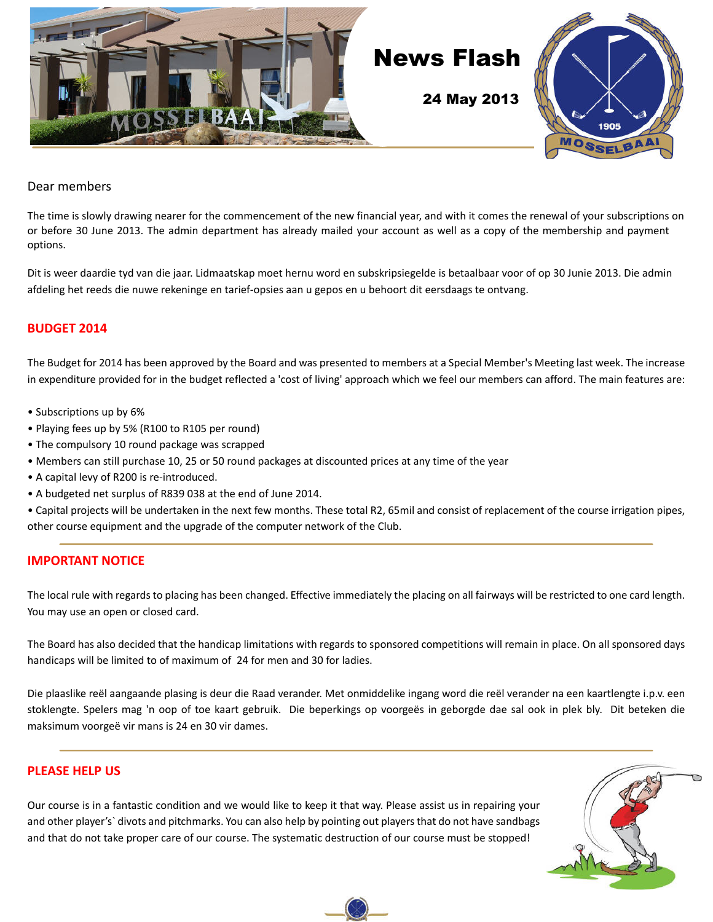# News Flash

**24 May 2013**

Dear members

The time is slowly drawing nearer for the commencement of the new financial year, and with it comes the renewal of your subscriptions on or before 30 June 2013. The admin department has already mailed your account as well as a copy of the membership and payment options.

Dit is weer daardie tyd van die jaar. Lidmaatskap moet hernu word en subskripsiegelde is betaalbaar voor of op 30 Junie 2013. Die admin afdeling het reeds die nuwe rekeninge en tarief-opsies aan u gepos en u behoort dit eersdaags te ontvang.

## BUDGET 2014

The Budget for 2014 has been approved by the Board and was presented to members at a Special Member's Meeting last week. The increase in expenditure provided for in the budget reflected a 'cost of living' approach which we feel our members can afford. The main features are:

- Subscriptions up by 6%
- Playing fees up by 5% (R100 to R105 per round)
- The compulsory 10 round package was scrapped
- Members can still purchase 10, 25 or 50 round packages at discounted prices at any time of the year
- A capital levy of R200 is re-introduced.
- A budgeted net surplus of R839 038 at the end of June 2014.
- Capital projects will be undertaken in the next few months. These total R2, 65mil and consist of replacement of the course irrigation pipes, other course equipment and the upgrade of the computer network of the Club.

## IMPORTANT NOTICE

The local rule with regards to placing has been changed. Effective immediately the placing on all fairways will be restricted to one card length. You may use an open or closed card.

The Board has also decided that the handicap limitations with regards to sponsored competitions will remain in place. On all sponsored days handicaps will be limited to of maximum of 24 for men and 30 for ladies.

Die plaaslike reël aangaande plasing is deur die Raad verander. Met onmiddelike ingang word die reël verander na een kaartlengte i.p.v. een stoklengte. Spelers mag 'n oop of toe kaart gebruik. Die beperkings op voorgeës in geborgde dae sal ook in plek bly. Dit beteken die maksimum voorgeë vir mans is 24 en 30 vir dames.

## PLEASE HELP US

Our course is in a fantastic condition and we would like to keep it that way. Please assist us in repairing your and other player's` divots and pitchmarks. You can also help by pointing out players that do not have sandbags and that do not take proper care of our course. The systematic destruction of our course must be stopped!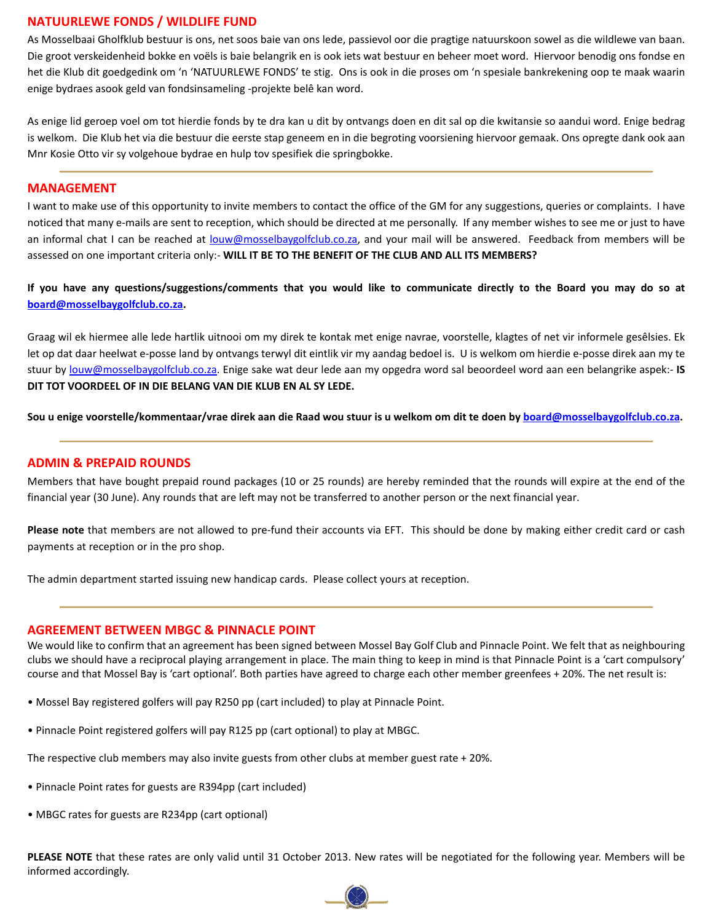## NATUURLEWE FONDS / WILDLIFE FUND

As Mosselbaai Gholfklub bestuur is ons, net soos baie van ons lede, passievol oor die pragtige natuurskoon sowel as die wildlewe van baan. Die groot verskeidenheid bokke en voëls is baie belangrik en is ook iets wat bestuur en beheer moet word. Hiervoor benodig ons fondse en het die Klub dit goedgedink om 'n 'NATUURLEWE FONDS' te stig. Ons is ook in die proses om 'n spesiale bankrekening oop te maak waarin enige bydraes asook geld van fondsinsameling -projekte belê kan word.

As enige lid geroep voel om tot hierdie fonds by te dra kan u dit by ontvangs doen en dit sal op die kwitansie so aandui word. Enige bedrag is welkom. Die Klub het via die bestuur die eerste stap geneem en in die begroting voorsiening hiervoor gemaak. Ons opregte dank ook aan Mnr Kosie Otto vir sy volgehoue bydrae en hulp tov spesifiek die springbokke.

## MANAGEMENT

I want to make use of this opportunity to invite members to contact the office of the GM for any suggestions, queries or complaints. I have noticed that many e-mails are sent to reception, which should be directed at me personally. If any member wishes to see me or just to have an informal chat I can be reached at louw@mosselbaygolfclub.co.za, and your mail will be answered. Feedback from members will be assessed on one important criteria only:- **WILL IT BE TO THE BENEFIT OF THE CLUB AND ALL ITS MEMBERS?**

**If you have any questions/suggestions/comments that you would like to communicate directly to the Board you may do so at board@mosselbaygolfclub.co.za.**

Graag wil ek hiermee alle lede hartlik uitnooi om my direk te kontak met enige navrae, voorstelle, klagtes of net vir informele gesêlsies. Ek let op dat daar heelwat e-posse land by ontvangs terwyl dit eintlik vir my aandag bedoel is. U is welkom om hierdie e-posse direk aan my te stuur by louw@mosselbaygolfclub.co.za. Enige sake wat deur lede aan my opgedra word sal beoordeel word aan een belangrike aspek:- **IS DIT TOT VOORDEEL OF IN DIE BELANG VAN DIE KLUB EN AL SY LEDE.**

**Sou u enige voorstelle/kommentaar/vrae direk aan die Raad wou stuur is u welkom om dit te doen by board@mosselbaygolfclub.co.za.**

## ADMIN & PREPAID ROUNDS

Members that have bought prepaid round packages (10 or 25 rounds) are hereby reminded that the rounds will expire at the end of the financial year (30 June). Any rounds that are left may not be transferred to another person or the next financial year.

**Please note** that members are not allowed to pre-fund their accounts via EFT. This should be done by making either credit card or cash payments at reception or in the pro shop.

The admin department started issuing new handicap cards. Please collect yours at reception.

## AGREEMENT BETWEEN MBGC & PINNACLE POINT

We would like to confirm that an agreement has been signed between Mossel Bay Golf Club and Pinnacle Point. We felt that as neighbouring clubs we should have a reciprocal playing arrangement in place. The main thing to keep in mind is that Pinnacle Point is a 'cart compulsory' course and that Mossel Bay is 'cart optional'. Both parties have agreed to charge each other member greenfees + 20%. The net result is:

- Mossel Bay registered golfers will pay R250 pp (cart included) to play at Pinnacle Point.
- Pinnacle Point registered golfers will pay R125 pp (cart optional) to play at MBGC.

The respective club members may also invite guests from other clubs at member guest rate + 20%.

- Pinnacle Point rates for guests are R394pp (cart included)
- MBGC rates for guests are R234pp (cart optional)

**PLEASE NOTE** that these rates are only valid until 31 October 2013. New rates will be negotiated for the following year. Members will be informed accordingly.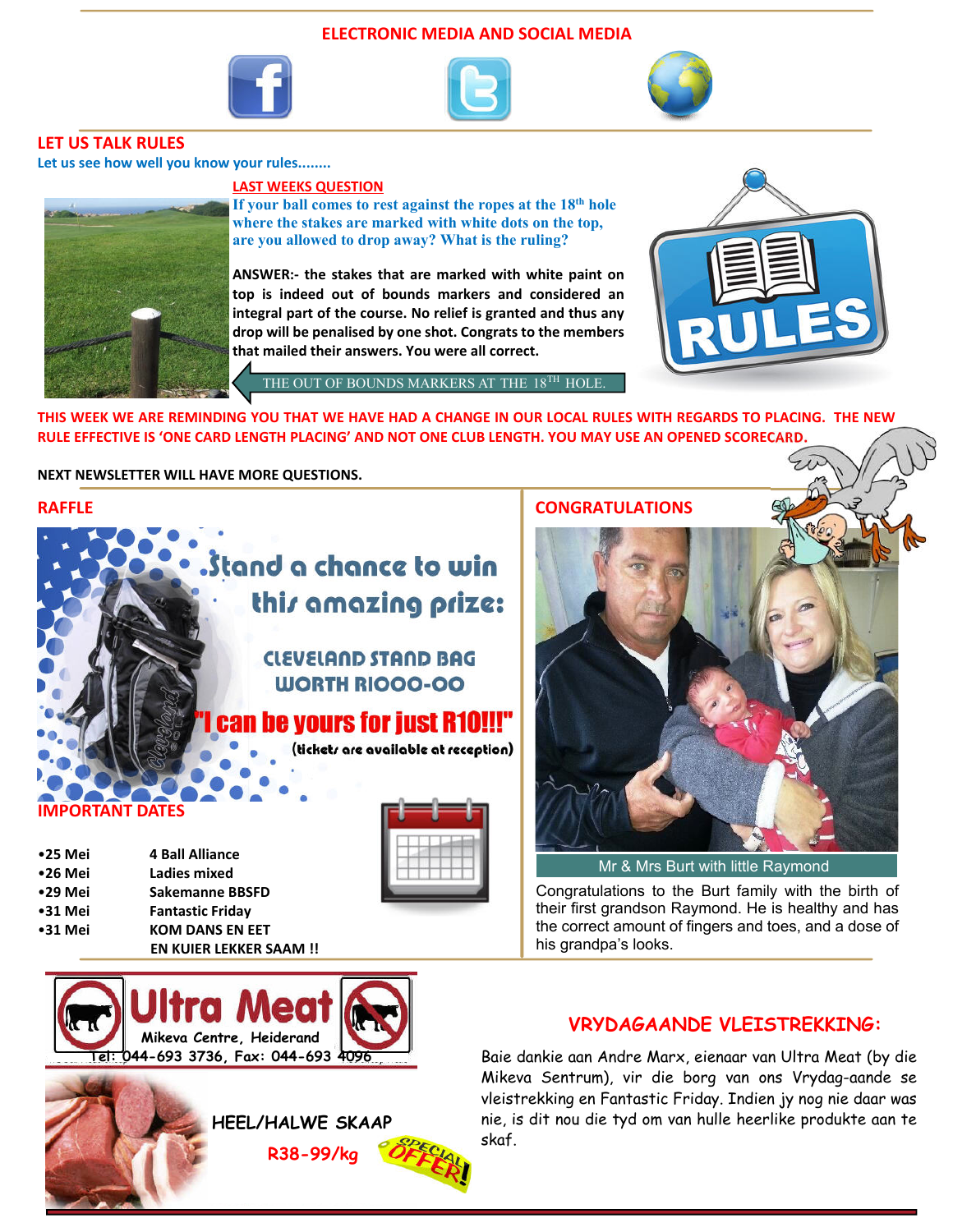## ELECTRONIC MEDIA AND SOCIAL MEDIA

## LET US TALK RULES

Let us see how well you know your rules........

### LAST WEEKS QUESTION

**If your ball comes to rest against the ropes at the 18th hole where the stakes are marked with white dots on the top, are you allowed to drop away? What is the ruling?**

**ANSWER:- the stakes that are marked with white paint on top is indeed out of bounds markers and considered an integral part of the course. No relief is granted and thus any drop will be penalised by one shot. Congrats to the members that mailed their answers. You were all correct.**

THE OUT OF BOUNDS MARKERS AT THE 18TH HOLE.

**THIS WEEK WE ARE REMINDING YOU THAT WE HAVE HAD A CHANGE IN OUR LOCAL RULES WITH REGARDS TO PLACING. THE NEW RULE EFFECTIVE IS 'ONE CARD LENGTH PLACING' AND NOT ONE CLUB LENGTH. YOU MAY USE AN OPENED SCORECARD.**

**NEXT NEWSLETTER WILL HAVE MORE QUESTIONS.**

## RAFFLE

Stand a chance to win this amazing prize:

CLEVELAND STAND BAG WORTH R1000-00

"I can be yours for just R10!!!"

(tickets are available at reception)

## IMPORTANT DATES

| | |
|---|---|
| •25 Mei | 4 Ball Alliance |
| •26 Mei | Ladies mixed |
| •29 Mei | Sakemanne BBSFD |
| •31 Mei | Fantastic Friday |
| •31 Mei | KOM DANS EN EET EN KUIER LEKKER SAAM !! |

## CONGRATULATIONS

Mr & Mrs Burt with little Raymond

Congratulations to the Burt family with the birth of their first grandson Raymond. He is healthy and has the correct amount of fingers and toes, and a dose of his grandpa's looks.

**Ultra Meat**

Mikeva Centre, Heiderand

Tel: 044-693 3736, Fax: 044-693 4096

HEEL/HALWE SKAAP

R38-99/kg

SPECIAL OFFER!

## VRYDAGAANDE VLEISTREKKING:

Baie dankie aan Andre Marx, eienaar van Ultra Meat (by die Mikeva Sentrum), vir die borg van ons Vrydag-aande se vleistrekking en Fantastic Friday. Indien jy nog nie daar was nie, is dit nou die tyd om van hulle heerlike produkte aan te skaf.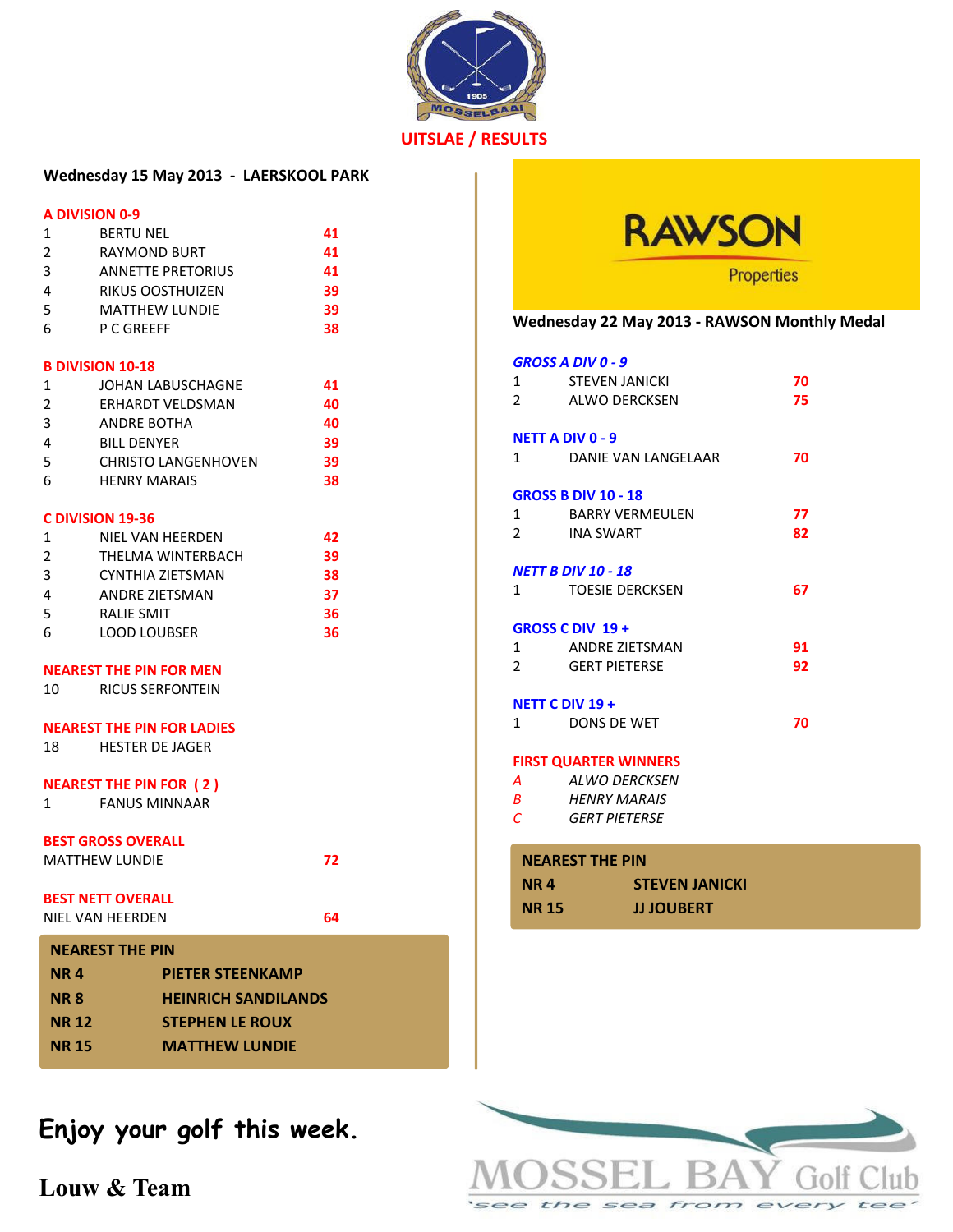## UITSLAE / RESULTS

### Wednesday 15 May 2013 - LAERSKOOL PARK

**A DIVISION 0-9**

| | | |
|---|---|---|
| 1 | BERTU NEL | 41 |
| 2 | RAYMOND BURT | 41 |
| 3 | ANNETTE PRETORIUS | 41 |
| 4 | RIKUS OOSTHUIZEN | 39 |
| 5 | MATTHEW LUNDIE | 39 |
| 6 | P C GREEFF | 38 |

**B DIVISION 10-18**

| | | |
|---|---|---|
| 1 | JOHAN LABUSCHAGNE | 41 |
| 2 | ERHARDT VELDSMAN | 40 |
| 3 | ANDRE BOTHA | 40 |
| 4 | BILL DENYER | 39 |
| 5 | CHRISTO LANGENHOVEN | 39 |
| 6 | HENRY MARAIS | 38 |

**C DIVISION 19-36**

| | | |
|---|---|---|
| 1 | NIEL VAN HEERDEN | 42 |
| 2 | THELMA WINTERBACH | 39 |
| 3 | CYNTHIA ZIETSMAN | 38 |
| 4 | ANDRE ZIETSMAN | 37 |
| 5 | RALIE SMIT | 36 |
| 6 | LOOD LOUBSER | 36 |

**NEAREST THE PIN FOR MEN**

10 RICUS SERFONTEIN

**NEAREST THE PIN FOR LADIES**

18 HESTER DE JAGER

**NEAREST THE PIN FOR ( 2 )**

1 FANUS MINNAAR

**BEST GROSS OVERALL**

MATTHEW LUNDIE 72

**BEST NETT OVERALL**

NIEL VAN HEERDEN 64

**NEAREST THE PIN**

| | |
|---|---|
| NR 4 | PIETER STEENKAMP |
| NR 8 | HEINRICH SANDILANDS |
| NR 12 | STEPHEN LE ROUX |
| NR 15 | MATTHEW LUNDIE |

RAWSON Properties

### Wednesday 22 May 2013 - RAWSON Monthly Medal

***GROSS A DIV 0 - 9***

| | | |
|---|---|---|
| 1 | STEVEN JANICKI | 70 |
| 2 | ALWO DERCKSEN | 75 |

**NETT A DIV 0 - 9**

| | | |
|---|---|---|
| 1 | DANIE VAN LANGELAAR | 70 |

**GROSS B DIV 10 - 18**

| | | |
|---|---|---|
| 1 | BARRY VERMEULEN | 77 |
| 2 | INA SWART | 82 |

***NETT B DIV 10 - 18***

| | | |
|---|---|---|
| 1 | TOESIE DERCKSEN | 67 |

**GROSS C DIV 19 +**

| | | |
|---|---|---|
| 1 | ANDRE ZIETSMAN | 91 |
| 2 | GERT PIETERSE | 92 |

**NETT C DIV 19 +**

| | | |
|---|---|---|
| 1 | DONS DE WET | 70 |

**FIRST QUARTER WINNERS**

*A ALWO DERCKSEN*
*B HENRY MARAIS*
*C GERT PIETERSE*

**NEAREST THE PIN**

| | |
|---|---|
| NR 4 | STEVEN JANICKI |
| NR 15 | JJ JOUBERT |

**Enjoy your golf this week.**

**Louw & Team**

MOSSEL BAY Golf Club
'see the sea from every tee'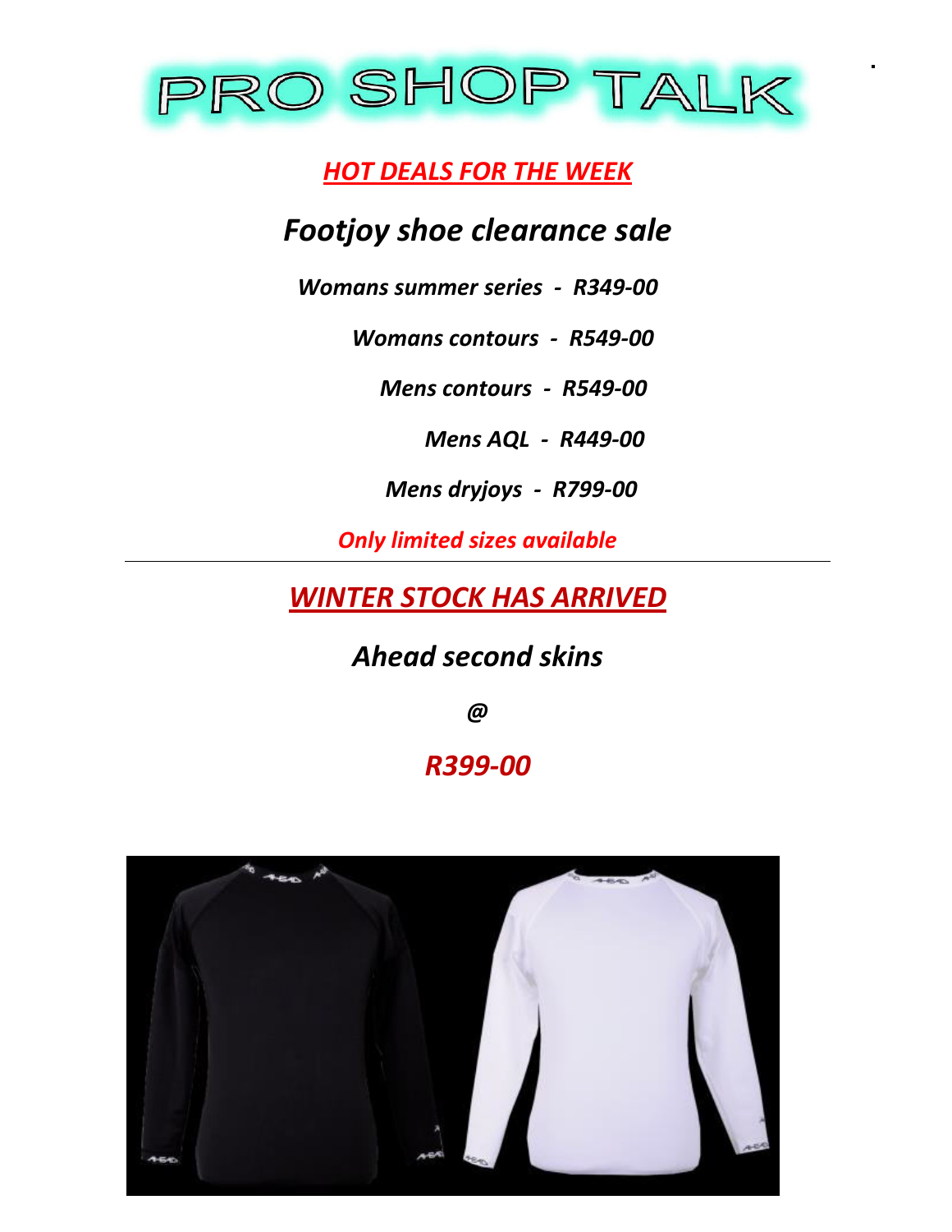# PRO SHOP TALK

***HOT DEALS FOR THE WEEK***

## *Footjoy shoe clearance sale*

***Womans summer series - R349-00***

***Womans contours - R549-00***

***Mens contours - R549-00***

***Mens AQL - R449-00***

***Mens dryjoys - R799-00***

***Only limited sizes available***

---

## ***WINTER STOCK HAS ARRIVED***

## *Ahead second skins*

***@***

## ***R399-00***